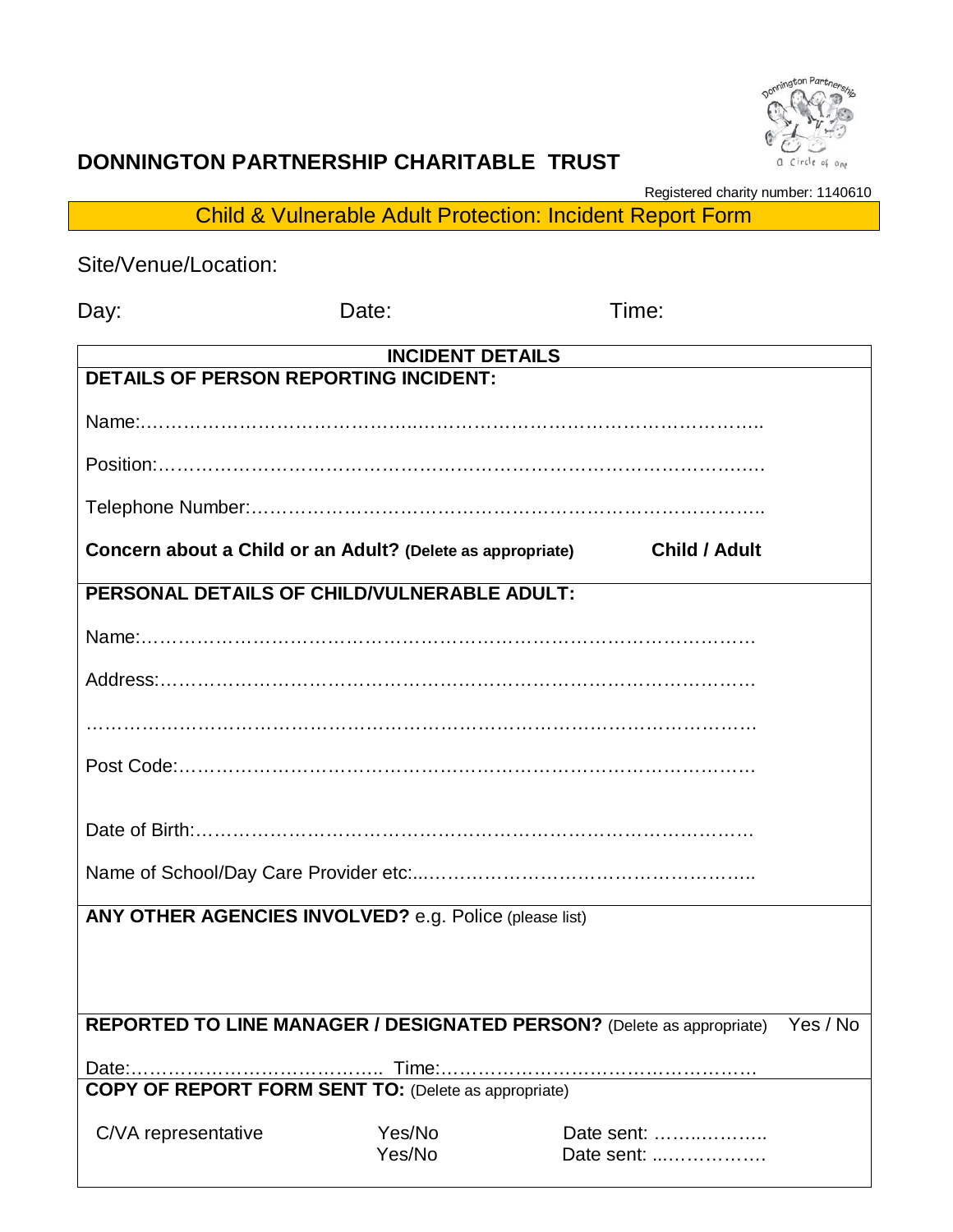# DONNINGTON PARTNERSHIP CHARITABLE TRUST

Registered charity number: 1140610

## Child & Vulnerable Adult Protection: Incident Report Form

Site/Venue/Location:

Day: Date: Time:

### INCIDENT DETAILS

**DETAILS OF PERSON REPORTING INCIDENT:**

Name:……………………………………………………………………………………………..

Position:…………………………………………………………………………………………

Telephone Number:………………………………………………………………………………

**Concern about a Child or an Adult? (Delete as appropriate)** **Child / Adult**

**PERSONAL DETAILS OF CHILD/VULNERABLE ADULT:**

Name:……………………………………………………………………………………………

Address:…………………………………………………………………………………………

…………………………………………………………………………………………………

Post Code:………………………………………………………………………………………

Date of Birth:……………………………………………………………………………………

Name of School/Day Care Provider etc:...………………………………………………..

**ANY OTHER AGENCIES INVOLVED?** e.g. Police (please list)

**REPORTED TO LINE MANAGER / DESIGNATED PERSON?** (Delete as appropriate) Yes / No

Date:………………………………….. Time:…………………………………………….

**COPY OF REPORT FORM SENT TO:** (Delete as appropriate)

| | | |
|---|---|---|
| C/VA representative | Yes/No | Date sent: ………………. |
| | Yes/No | Date sent: ……………… |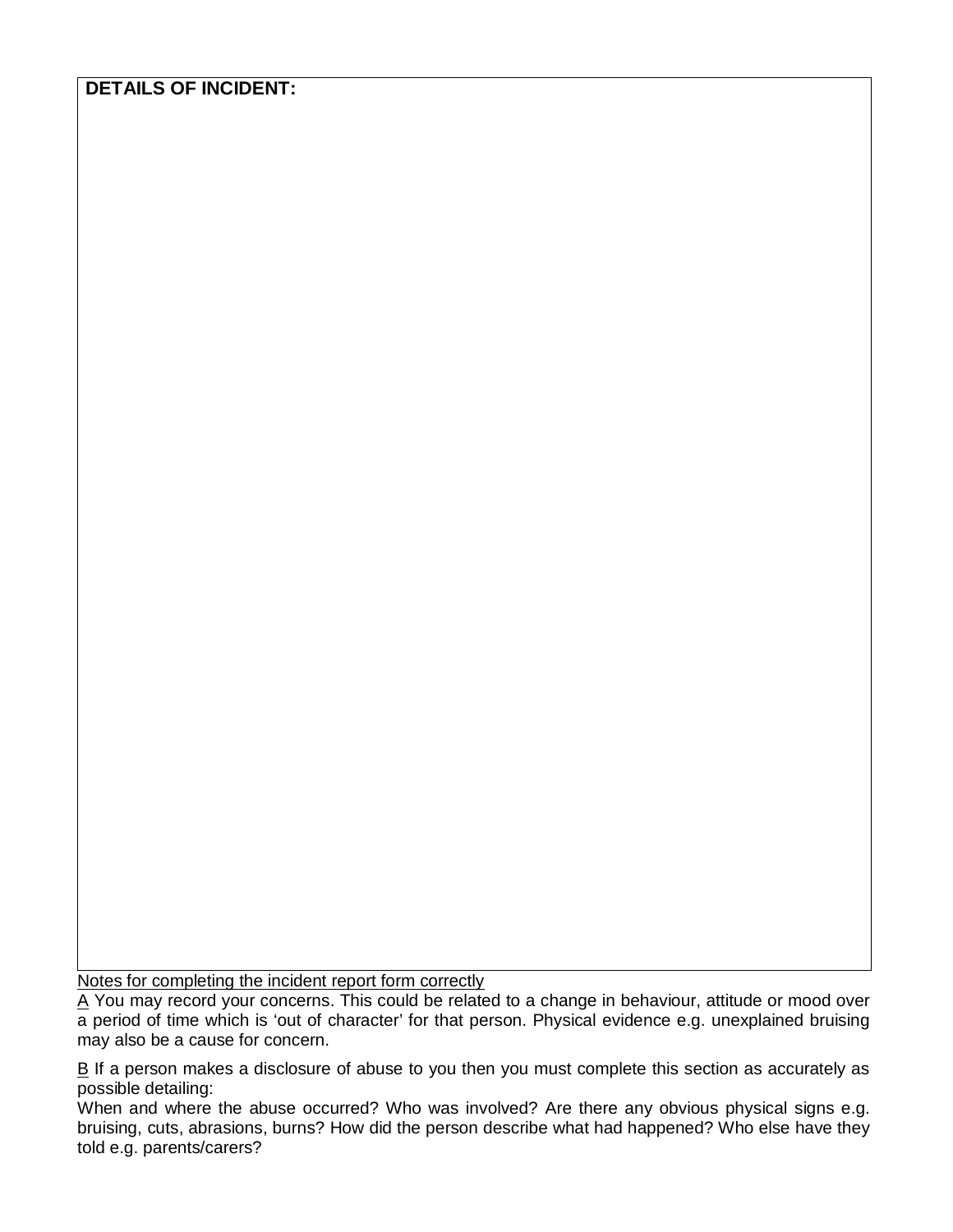**DETAILS OF INCIDENT:**

Notes for completing the incident report form correctly

A You may record your concerns. This could be related to a change in behaviour, attitude or mood over a period of time which is 'out of character' for that person. Physical evidence e.g. unexplained bruising may also be a cause for concern.

B If a person makes a disclosure of abuse to you then you must complete this section as accurately as possible detailing:

When and where the abuse occurred? Who was involved? Are there any obvious physical signs e.g. bruising, cuts, abrasions, burns? How did the person describe what had happened? Who else have they told e.g. parents/carers?